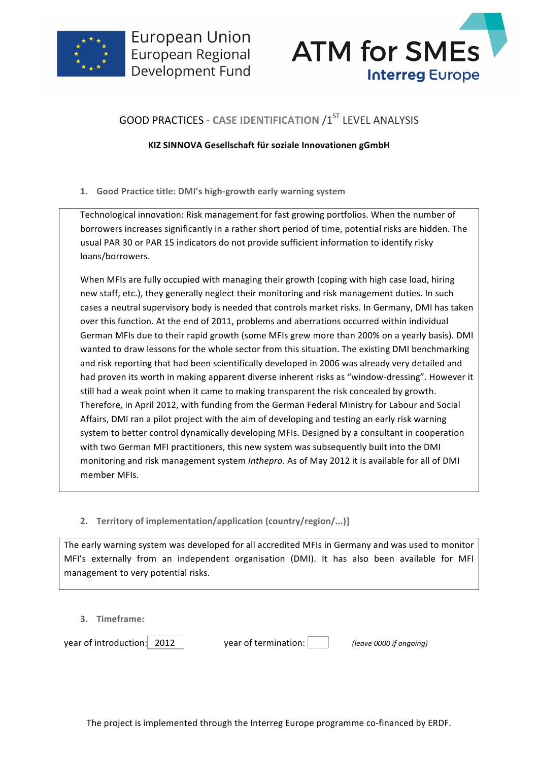European Union
European Regional
Development Fund

ATM for SMEs
Interreg Europe

# GOOD PRACTICES - CASE IDENTIFICATION /1[ST] LEVEL ANALYSIS

**KIZ SINNOVA Gesellschaft für soziale Innovationen gGmbH**

## 1. Good Practice title: DMI's high-growth early warning system

Technological innovation: Risk management for fast growing portfolios. When the number of borrowers increases significantly in a rather short period of time, potential risks are hidden. The usual PAR 30 or PAR 15 indicators do not provide sufficient information to identify risky loans/borrowers.

When MFIs are fully occupied with managing their growth (coping with high case load, hiring new staff, etc.), they generally neglect their monitoring and risk management duties. In such cases a neutral supervisory body is needed that controls market risks. In Germany, DMI has taken over this function. At the end of 2011, problems and aberrations occurred within individual German MFIs due to their rapid growth (some MFIs grew more than 200% on a yearly basis). DMI wanted to draw lessons for the whole sector from this situation. The existing DMI benchmarking and risk reporting that had been scientifically developed in 2006 was already very detailed and had proven its worth in making apparent diverse inherent risks as "window-dressing". However it still had a weak point when it came to making transparent the risk concealed by growth. Therefore, in April 2012, with funding from the German Federal Ministry for Labour and Social Affairs, DMI ran a pilot project with the aim of developing and testing an early risk warning system to better control dynamically developing MFIs. Designed by a consultant in cooperation with two German MFI practitioners, this new system was subsequently built into the DMI monitoring and risk management system *Inthepro*. As of May 2012 it is available for all of DMI member MFIs.

## 2. Territory of implementation/application (country/region/...)]

The early warning system was developed for all accredited MFIs in Germany and was used to monitor MFI's externally from an independent organisation (DMI). It has also been available for MFI management to very potential risks.

## 3. Timeframe:

year of introduction: 2012 | year of termination: | *(leave 0000 if ongoing)*

The project is implemented through the Interreg Europe programme co-financed by ERDF.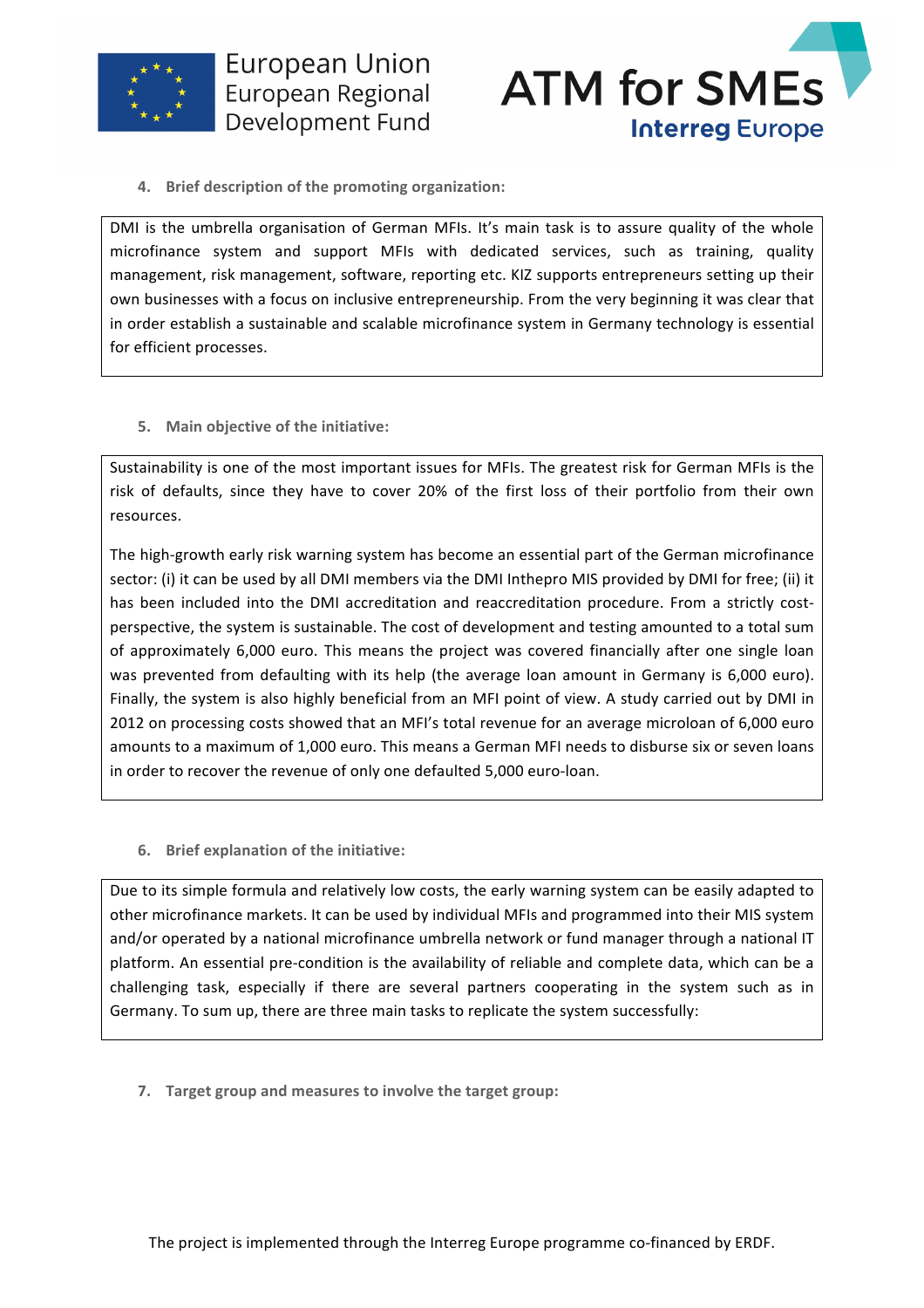4. **Brief description of the promoting organization:**

DMI is the umbrella organisation of German MFIs. It's main task is to assure quality of the whole microfinance system and support MFIs with dedicated services, such as training, quality management, risk management, software, reporting etc. KIZ supports entrepreneurs setting up their own businesses with a focus on inclusive entrepreneurship. From the very beginning it was clear that in order establish a sustainable and scalable microfinance system in Germany technology is essential for efficient processes.

5. **Main objective of the initiative:**

Sustainability is one of the most important issues for MFIs. The greatest risk for German MFIs is the risk of defaults, since they have to cover 20% of the first loss of their portfolio from their own resources.

The high-growth early risk warning system has become an essential part of the German microfinance sector: (i) it can be used by all DMI members via the DMI Inthepro MIS provided by DMI for free; (ii) it has been included into the DMI accreditation and reaccreditation procedure. From a strictly cost-perspective, the system is sustainable. The cost of development and testing amounted to a total sum of approximately 6,000 euro. This means the project was covered financially after one single loan was prevented from defaulting with its help (the average loan amount in Germany is 6,000 euro). Finally, the system is also highly beneficial from an MFI point of view. A study carried out by DMI in 2012 on processing costs showed that an MFI's total revenue for an average microloan of 6,000 euro amounts to a maximum of 1,000 euro. This means a German MFI needs to disburse six or seven loans in order to recover the revenue of only one defaulted 5,000 euro-loan.

6. **Brief explanation of the initiative:**

Due to its simple formula and relatively low costs, the early warning system can be easily adapted to other microfinance markets. It can be used by individual MFIs and programmed into their MIS system and/or operated by a national microfinance umbrella network or fund manager through a national IT platform. An essential pre-condition is the availability of reliable and complete data, which can be a challenging task, especially if there are several partners cooperating in the system such as in Germany. To sum up, there are three main tasks to replicate the system successfully:

7. **Target group and measures to involve the target group:**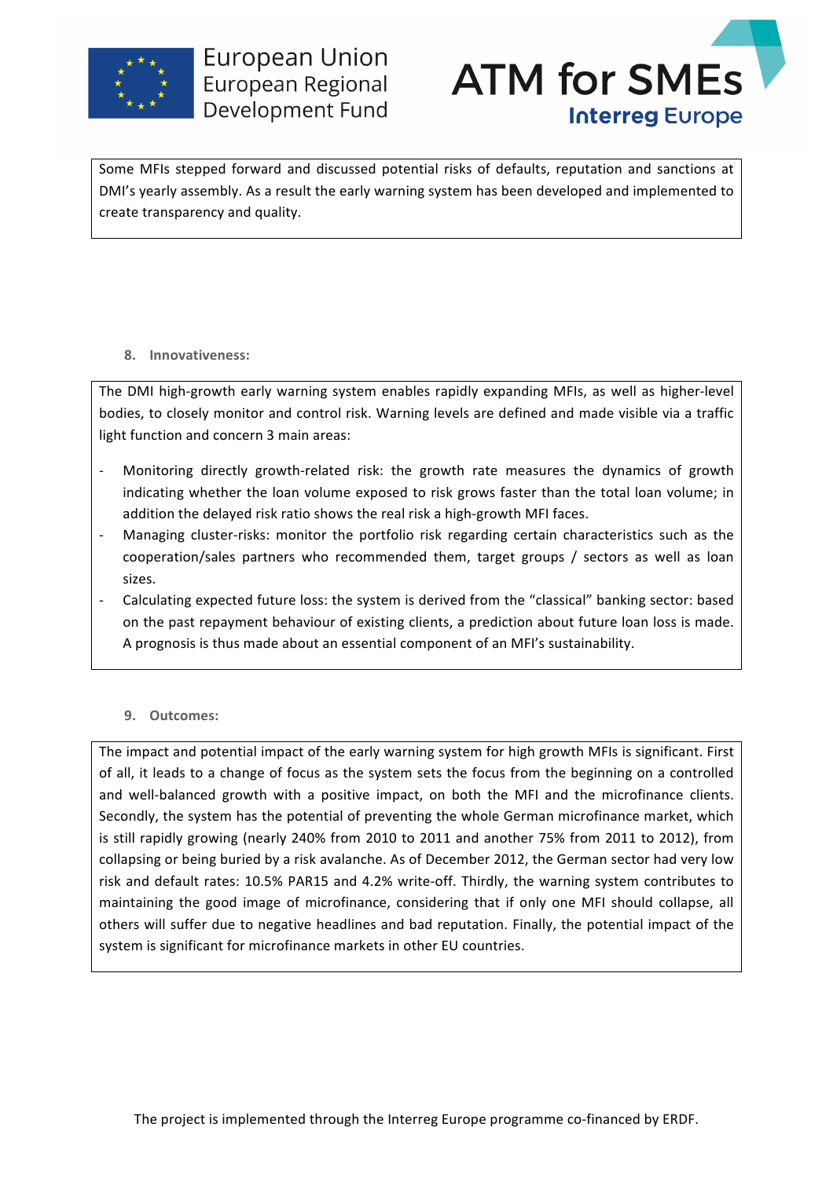Some MFIs stepped forward and discussed potential risks of defaults, reputation and sanctions at DMI's yearly assembly. As a result the early warning system has been developed and implemented to create transparency and quality.

8. **Innovativeness:**

The DMI high-growth early warning system enables rapidly expanding MFIs, as well as higher-level bodies, to closely monitor and control risk. Warning levels are defined and made visible via a traffic light function and concern 3 main areas:

- Monitoring directly growth-related risk: the growth rate measures the dynamics of growth indicating whether the loan volume exposed to risk grows faster than the total loan volume; in addition the delayed risk ratio shows the real risk a high-growth MFI faces.
- Managing cluster-risks: monitor the portfolio risk regarding certain characteristics such as the cooperation/sales partners who recommended them, target groups / sectors as well as loan sizes.
- Calculating expected future loss: the system is derived from the "classical" banking sector: based on the past repayment behaviour of existing clients, a prediction about future loan loss is made. A prognosis is thus made about an essential component of an MFI's sustainability.

9. **Outcomes:**

The impact and potential impact of the early warning system for high growth MFIs is significant. First of all, it leads to a change of focus as the system sets the focus from the beginning on a controlled and well-balanced growth with a positive impact, on both the MFI and the microfinance clients. Secondly, the system has the potential of preventing the whole German microfinance market, which is still rapidly growing (nearly 240% from 2010 to 2011 and another 75% from 2011 to 2012), from collapsing or being buried by a risk avalanche. As of December 2012, the German sector had very low risk and default rates: 10.5% PAR15 and 4.2% write-off. Thirdly, the warning system contributes to maintaining the good image of microfinance, considering that if only one MFI should collapse, all others will suffer due to negative headlines and bad reputation. Finally, the potential impact of the system is significant for microfinance markets in other EU countries.